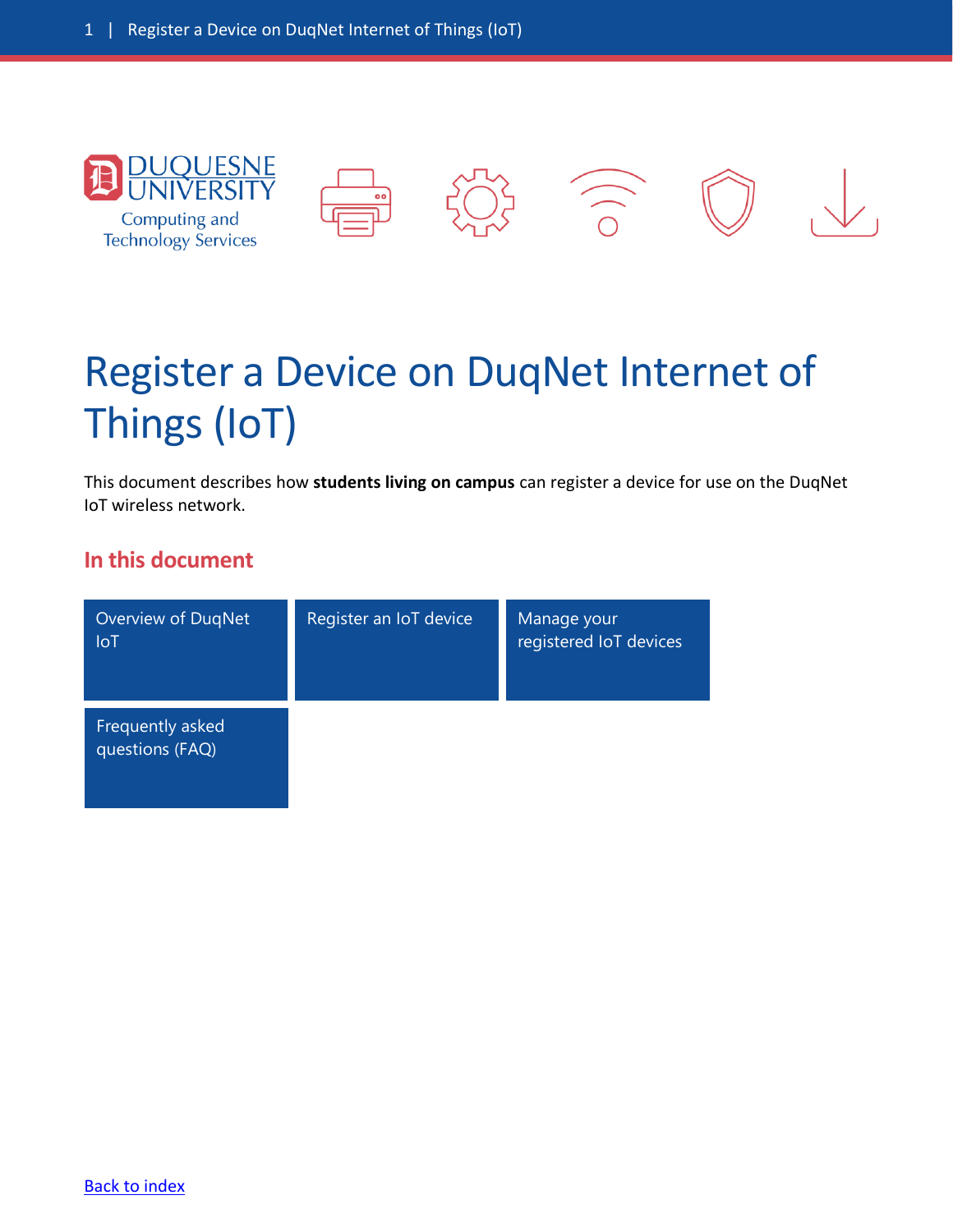Duquesne University
Computing and Technology Services

# Register a Device on DuqNet Internet of Things (IoT)

This document describes how **students living on campus** can register a device for use on the DuqNet IoT wireless network.

## In this document

- Overview of DuqNet IoT
- Register an IoT device
- Manage your registered IoT devices
- Frequently asked questions (FAQ)

Back to index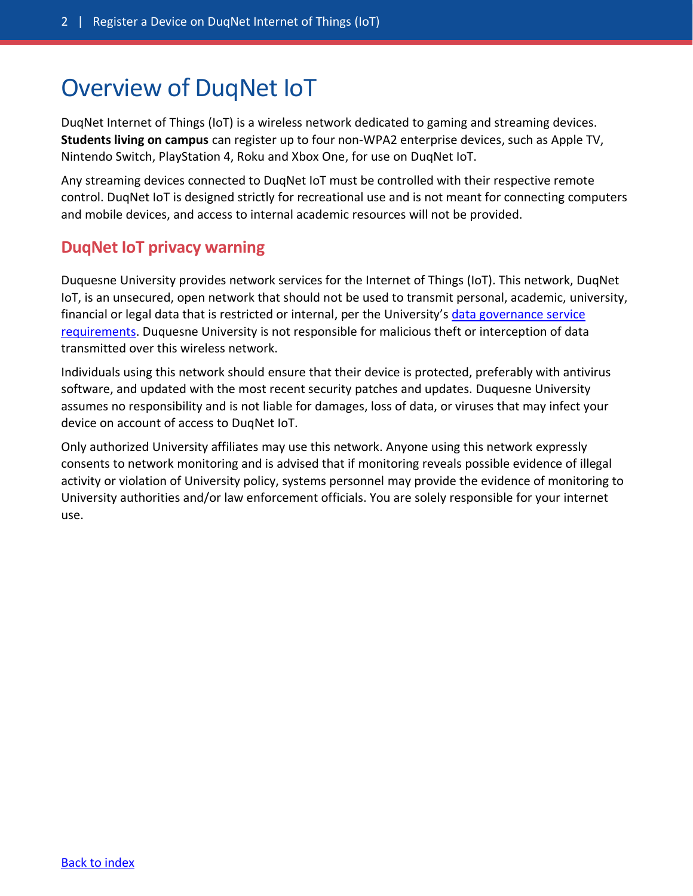# Overview of DuqNet IoT

DuqNet Internet of Things (IoT) is a wireless network dedicated to gaming and streaming devices. **Students living on campus** can register up to four non-WPA2 enterprise devices, such as Apple TV, Nintendo Switch, PlayStation 4, Roku and Xbox One, for use on DuqNet IoT.

Any streaming devices connected to DuqNet IoT must be controlled with their respective remote control. DuqNet IoT is designed strictly for recreational use and is not meant for connecting computers and mobile devices, and access to internal academic resources will not be provided.

## DuqNet IoT privacy warning

Duquesne University provides network services for the Internet of Things (IoT). This network, DuqNet IoT, is an unsecured, open network that should not be used to transmit personal, academic, university, financial or legal data that is restricted or internal, per the University's data governance service requirements. Duquesne University is not responsible for malicious theft or interception of data transmitted over this wireless network.

Individuals using this network should ensure that their device is protected, preferably with antivirus software, and updated with the most recent security patches and updates. Duquesne University assumes no responsibility and is not liable for damages, loss of data, or viruses that may infect your device on account of access to DuqNet IoT.

Only authorized University affiliates may use this network. Anyone using this network expressly consents to network monitoring and is advised that if monitoring reveals possible evidence of illegal activity or violation of University policy, systems personnel may provide the evidence of monitoring to University authorities and/or law enforcement officials. You are solely responsible for your internet use.

Back to index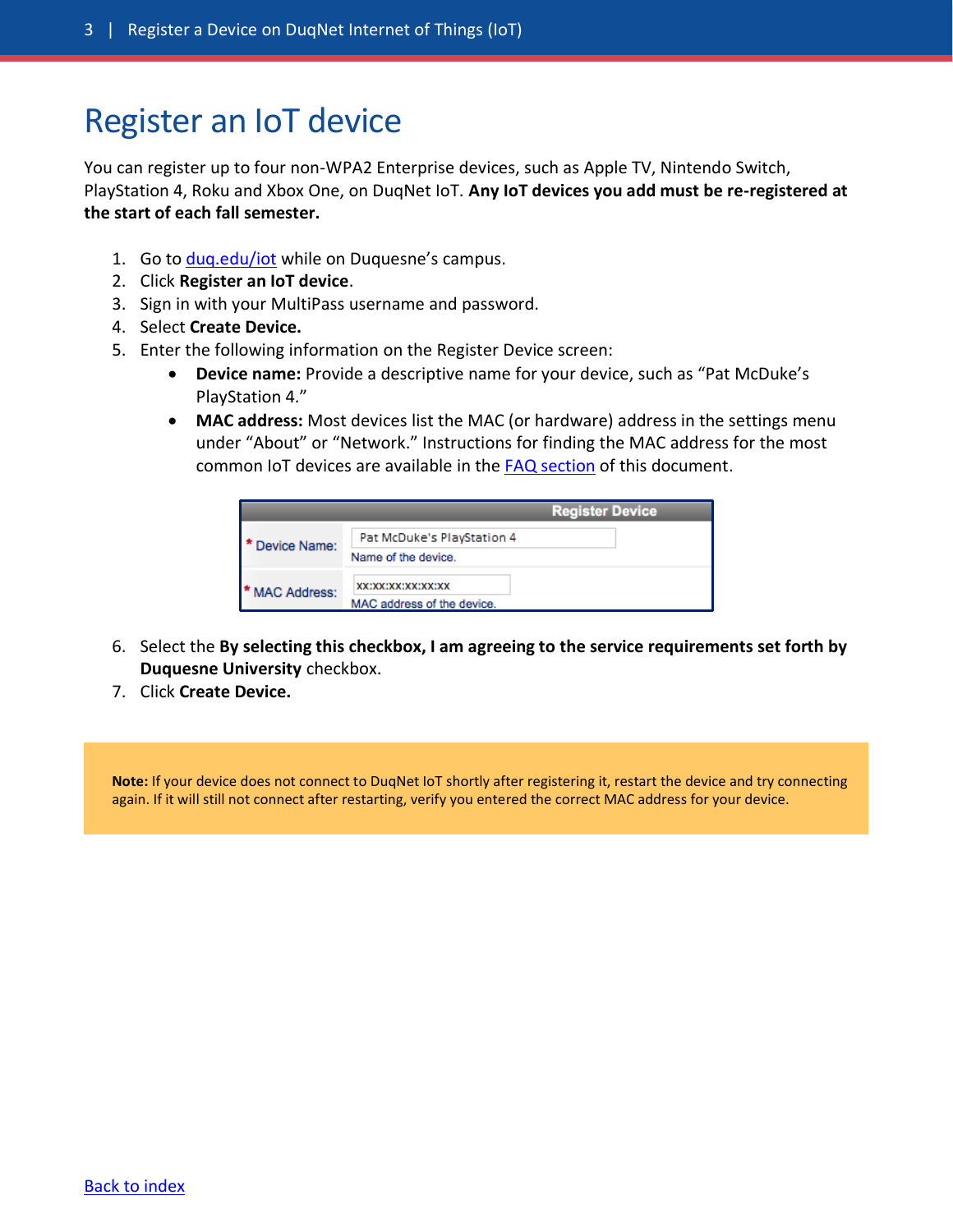# Register an IoT device

You can register up to four non-WPA2 Enterprise devices, such as Apple TV, Nintendo Switch, PlayStation 4, Roku and Xbox One, on DuqNet IoT. **Any IoT devices you add must be re-registered at the start of each fall semester.**

1. Go to [duq.edu/iot](duq.edu/iot) while on Duquesne's campus.
2. Click **Register an IoT device**.
3. Sign in with your MultiPass username and password.
4. Select **Create Device.**
5. Enter the following information on the Register Device screen:
   - **Device name:** Provide a descriptive name for your device, such as "Pat McDuke's PlayStation 4."
   - **MAC address:** Most devices list the MAC (or hardware) address in the settings menu under "About" or "Network." Instructions for finding the MAC address for the most common IoT devices are available in the [FAQ section](#) of this document.

| Register Device | |
|---|---|
| * Device Name: | Pat McDuke's PlayStation 4<br>Name of the device. |
| * MAC Address: | xx:xx:xx:xx:xx:xx<br>MAC address of the device. |

6. Select the **By selecting this checkbox, I am agreeing to the service requirements set forth by Duquesne University** checkbox.
7. Click **Create Device.**

> **Note:** If your device does not connect to DuqNet IoT shortly after registering it, restart the device and try connecting again. If it will still not connect after restarting, verify you entered the correct MAC address for your device.

[Back to index](#)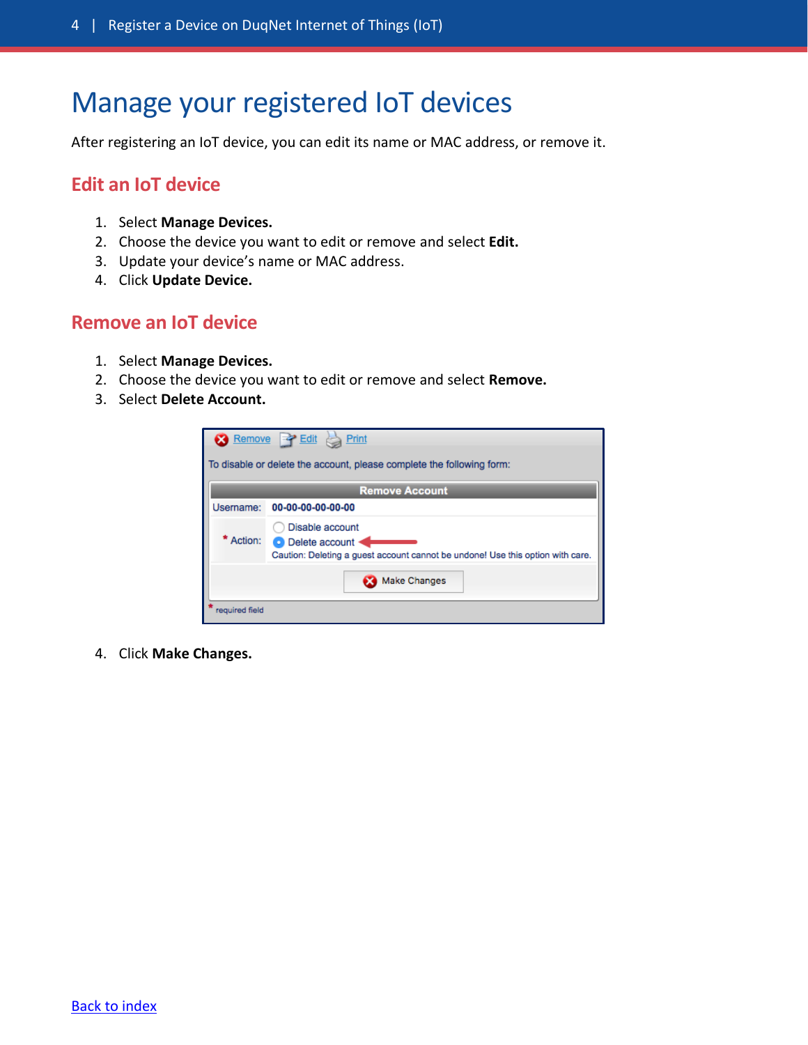# Manage your registered IoT devices

After registering an IoT device, you can edit its name or MAC address, or remove it.

## Edit an IoT device

1. Select **Manage Devices.**
2. Choose the device you want to edit or remove and select **Edit.**
3. Update your device's name or MAC address.
4. Click **Update Device.**

## Remove an IoT device

1. Select **Manage Devices.**
2. Choose the device you want to edit or remove and select **Remove.**
3. Select **Delete Account.**

4. Click **Make Changes.**

[Back to index](#)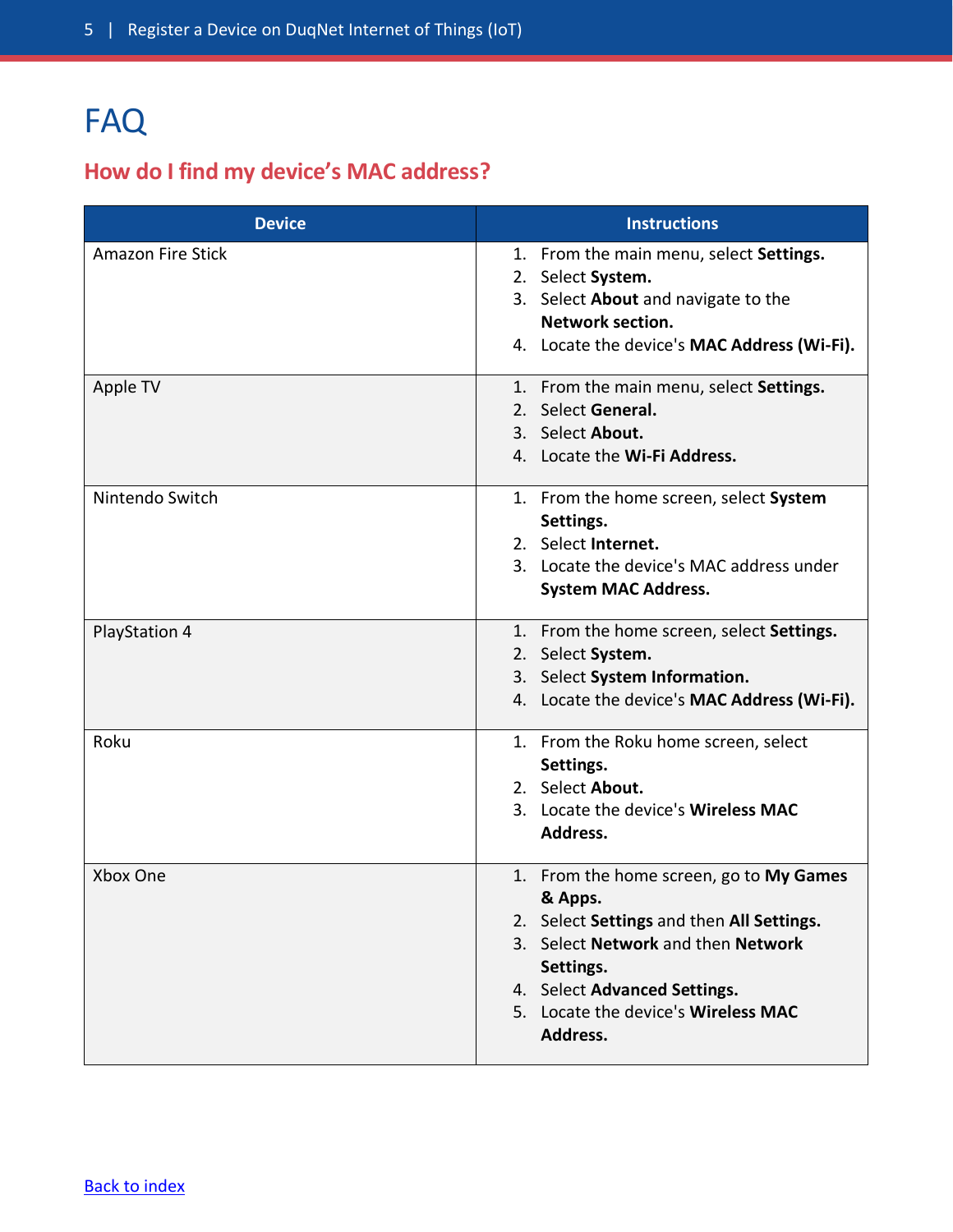# FAQ

## How do I find my device's MAC address?

| Device | Instructions |
|---|---|
| Amazon Fire Stick | 1. From the main menu, select **Settings.**<br>2. Select **System.**<br>3. Select **About** and navigate to the **Network section.**<br>4. Locate the device's **MAC Address (Wi-Fi).** |
| Apple TV | 1. From the main menu, select **Settings.**<br>2. Select **General.**<br>3. Select **About.**<br>4. Locate the **Wi-Fi Address.** |
| Nintendo Switch | 1. From the home screen, select **System Settings.**<br>2. Select **Internet.**<br>3. Locate the device's MAC address under **System MAC Address.** |
| PlayStation 4 | 1. From the home screen, select **Settings.**<br>2. Select **System.**<br>3. Select **System Information.**<br>4. Locate the device's **MAC Address (Wi-Fi).** |
| Roku | 1. From the Roku home screen, select **Settings.**<br>2. Select **About.**<br>3. Locate the device's **Wireless MAC Address.** |
| Xbox One | 1. From the home screen, go to **My Games & Apps.**<br>2. Select **Settings** and then **All Settings.**<br>3. Select **Network** and then **Network Settings.**<br>4. Select **Advanced Settings.**<br>5. Locate the device's **Wireless MAC Address.** |

Back to index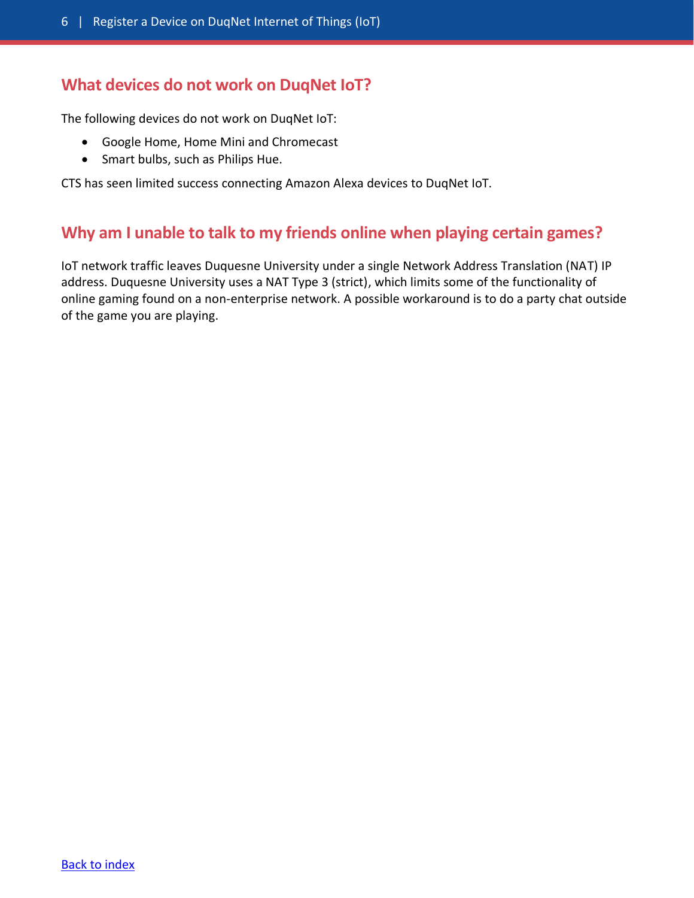## What devices do not work on DuqNet IoT?

The following devices do not work on DuqNet IoT:

- Google Home, Home Mini and Chromecast
- Smart bulbs, such as Philips Hue.

CTS has seen limited success connecting Amazon Alexa devices to DuqNet IoT.

## Why am I unable to talk to my friends online when playing certain games?

IoT network traffic leaves Duquesne University under a single Network Address Translation (NAT) IP address. Duquesne University uses a NAT Type 3 (strict), which limits some of the functionality of online gaming found on a non-enterprise network. A possible workaround is to do a party chat outside of the game you are playing.

Back to index